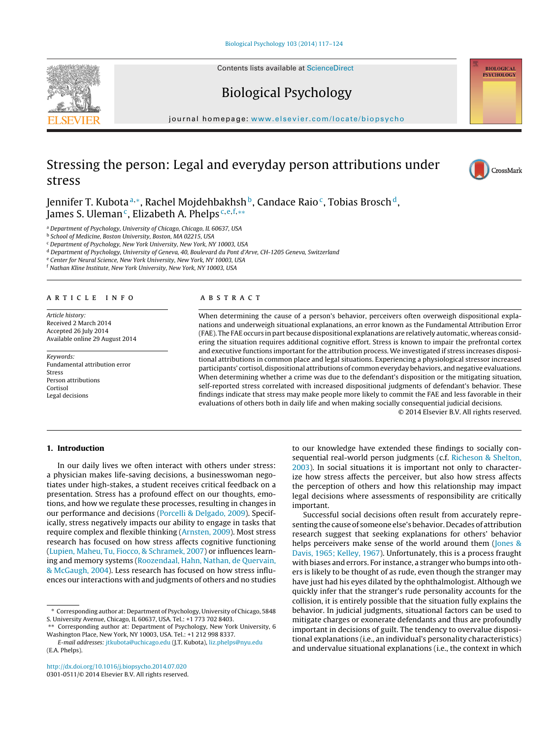# Stressing the person: Legal and everyday person attributions under stress

Jennifer T. Kubota[a,*], Rachel Mojdehbakhsh[b], Candace Raio[c], Tobias Brosch[d], James S. Uleman[c], Elizabeth A. Phelps[c,e,f,**]

[a] Department of Psychology, University of Chicago, Chicago, IL 60637, USA
[b] School of Medicine, Boston University, Boston, MA 02215, USA
[c] Department of Psychology, New York University, New York, NY 10003, USA
[d] Department of Psychology, University of Geneva, 40, Boulevard du Pont d'Arve, CH-1205 Geneva, Switzerland
[e] Center for Neural Science, New York University, New York, NY 10003, USA
[f] Nathan Kline Institute, New York University, New York, NY 10003, USA

**ARTICLE INFO**

*Article history:*
Received 2 March 2014
Accepted 26 July 2014
Available online 29 August 2014

*Keywords:*
Fundamental attribution error
Stress
Person attributions
Cortisol
Legal decisions

**ABSTRACT**

When determining the cause of a person's behavior, perceivers often overweigh dispositional explanations and underweigh situational explanations, an error known as the Fundamental Attribution Error (FAE). The FAE occurs in part because dispositional explanations are relatively automatic, whereas considering the situation requires additional cognitive effort. Stress is known to impair the prefrontal cortex and executive functions important for the attribution process. We investigated if stress increases dispositional attributions in common place and legal situations. Experiencing a physiological stressor increased participants' cortisol, dispositional attributions of common everyday behaviors, and negative evaluations. When determining whether a crime was due to the defendant's disposition or the mitigating situation, self-reported stress correlated with increased dispositional judgments of defendant's behavior. These findings indicate that stress may make people more likely to commit the FAE and less favorable in their evaluations of others both in daily life and when making socially consequential judicial decisions.

© 2014 Elsevier B.V. All rights reserved.

## 1. Introduction

In our daily lives we often interact with others under stress: a physician makes life-saving decisions, a businesswoman negotiates under high-stakes, a student receives critical feedback on a presentation. Stress has a profound effect on our thoughts, emotions, and how we regulate these processes, resulting in changes in our performance and decisions (Porcelli & Delgado, 2009). Specifically, stress negatively impacts our ability to engage in tasks that require complex and flexible thinking (Arnsten, 2009). Most stress research has focused on how stress affects cognitive functioning (Lupien, Maheu, Tu, Fiocco, & Schramek, 2007) or influences learning and memory systems (Roozendaal, Hahn, Nathan, de Quervain, & McGaugh, 2004). Less research has focused on how stress influences our interactions with and judgments of others and no studies to our knowledge have extended these findings to socially consequential real-world person judgments (c.f. Richeson & Shelton, 2003). In social situations it is important not only to characterize how stress affects the perceiver, but also how stress affects the perception of others and how this relationship may impact legal decisions where assessments of responsibility are critically important.

Successful social decisions often result from accurately representing the cause of someone else's behavior. Decades of attribution research suggest that seeking explanations for others' behavior helps perceivers make sense of the world around them (Jones & Davis, 1965; Kelley, 1967). Unfortunately, this is a process fraught with biases and errors. For instance, a stranger who bumps into others is likely to be thought of as rude, even though the stranger may have just had his eyes dilated by the ophthalmologist. Although we quickly infer that the stranger's rude personality accounts for the collision, it is entirely possible that the situation fully explains the behavior. In judicial judgments, situational factors can be used to mitigate charges or exonerate defendants and thus are profoundly important in decisions of guilt. The tendency to overvalue dispositional explanations (i.e., an individual's personality characteristics) and undervalue situational explanations (i.e., the context in which

* Corresponding author at: Department of Psychology, University of Chicago, 5848 S. University Avenue, Chicago, IL 60637, USA. Tel.: +1 773 702 8403.
** Corresponding author at: Department of Psychology, New York University, 6 Washington Place, New York, NY 10003, USA. Tel.: +1 212 998 8337.
*E-mail addresses:* jtkubota@uchicago.edu (J.T. Kubota), liz.phelps@nyu.edu (E.A. Phelps).

http://dx.doi.org/10.1016/j.biopsycho.2014.07.020
0301-0511/© 2014 Elsevier B.V. All rights reserved.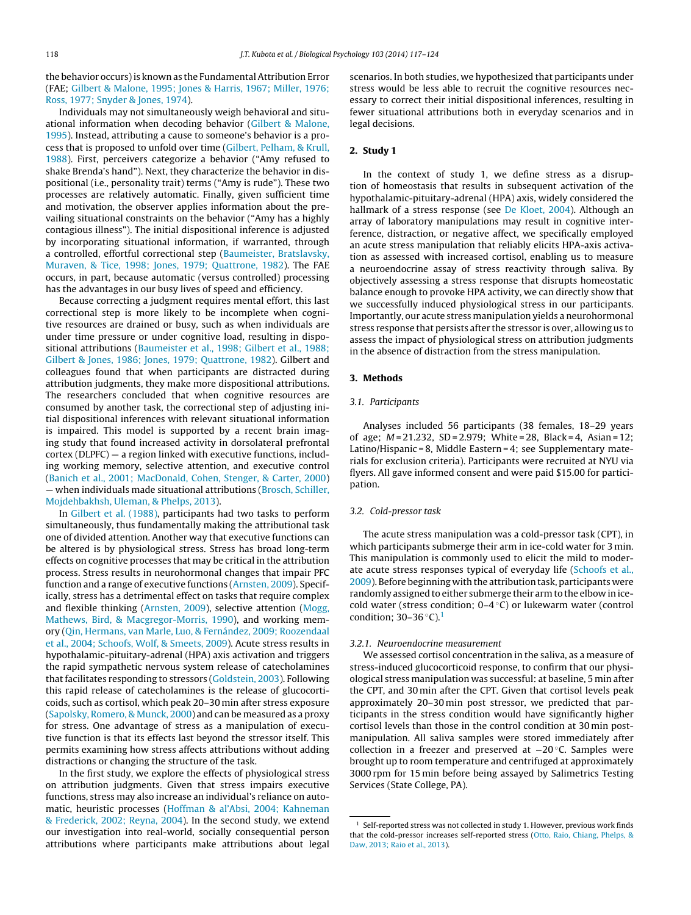the behavior occurs) is known as the Fundamental Attribution Error (FAE; Gilbert & Malone, 1995; Jones & Harris, 1967; Miller, 1976; Ross, 1977; Snyder & Jones, 1974).

Individuals may not simultaneously weigh behavioral and situational information when decoding behavior (Gilbert & Malone, 1995). Instead, attributing a cause to someone's behavior is a process that is proposed to unfold over time (Gilbert, Pelham, & Krull, 1988). First, perceivers categorize a behavior ("Amy refused to shake Brenda's hand"). Next, they characterize the behavior in dispositional (i.e., personality trait) terms ("Amy is rude"). These two processes are relatively automatic. Finally, given sufficient time and motivation, the observer applies information about the prevailing situational constraints on the behavior ("Amy has a highly contagious illness"). The initial dispositional inference is adjusted by incorporating situational information, if warranted, through a controlled, effortful correctional step (Baumeister, Bratslavsky, Muraven, & Tice, 1998; Jones, 1979; Quattrone, 1982). The FAE occurs, in part, because automatic (versus controlled) processing has the advantages in our busy lives of speed and efficiency.

Because correcting a judgment requires mental effort, this last correctional step is more likely to be incomplete when cognitive resources are drained or busy, such as when individuals are under time pressure or under cognitive load, resulting in dispositional attributions (Baumeister et al., 1998; Gilbert et al., 1988; Gilbert & Jones, 1986; Jones, 1979; Quattrone, 1982). Gilbert and colleagues found that when participants are distracted during attribution judgments, they make more dispositional attributions. The researchers concluded that when cognitive resources are consumed by another task, the correctional step of adjusting initial dispositional inferences with relevant situational information is impaired. This model is supported by a recent brain imaging study that found increased activity in dorsolateral prefrontal cortex (DLPFC) — a region linked with executive functions, including working memory, selective attention, and executive control (Banich et al., 2001; MacDonald, Cohen, Stenger, & Carter, 2000) — when individuals made situational attributions (Brosch, Schiller, Mojdehbakhsh, Uleman, & Phelps, 2013).

In Gilbert et al. (1988), participants had two tasks to perform simultaneously, thus fundamentally making the attributional task one of divided attention. Another way that executive functions can be altered is by physiological stress. Stress has broad long-term effects on cognitive processes that may be critical in the attribution process. Stress results in neurohormonal changes that impair PFC function and a range of executive functions (Arnsten, 2009). Specifically, stress has a detrimental effect on tasks that require complex and flexible thinking (Arnsten, 2009), selective attention (Mogg, Mathews, Bird, & Macgregor-Morris, 1990), and working memory (Qin, Hermans, van Marle, Luo, & Fernández, 2009; Roozendaal et al., 2004; Schoofs, Wolf, & Smeets, 2009). Acute stress results in hypothalamic-pituitary-adrenal (HPA) axis activation and triggers the rapid sympathetic nervous system release of catecholamines that facilitates responding to stressors (Goldstein, 2003). Following this rapid release of catecholamines is the release of glucocorticoids, such as cortisol, which peak 20–30 min after stress exposure (Sapolsky, Romero, & Munck, 2000) and can be measured as a proxy for stress. One advantage of stress as a manipulation of executive function is that its effects last beyond the stressor itself. This permits examining how stress affects attributions without adding distractions or changing the structure of the task.

In the first study, we explore the effects of physiological stress on attribution judgments. Given that stress impairs executive functions, stress may also increase an individual's reliance on automatic, heuristic processes (Hoffman & al'Absi, 2004; Kahneman & Frederick, 2002; Reyna, 2004). In the second study, we extend our investigation into real-world, socially consequential person attributions where participants make attributions about legal scenarios. In both studies, we hypothesized that participants under stress would be less able to recruit the cognitive resources necessary to correct their initial dispositional inferences, resulting in fewer situational attributions both in everyday scenarios and in legal decisions.

## 2. Study 1

In the context of study 1, we define stress as a disruption of homeostasis that results in subsequent activation of the hypothalamic-pituitary-adrenal (HPA) axis, widely considered the hallmark of a stress response (see De Kloet, 2004). Although an array of laboratory manipulations may result in cognitive interference, distraction, or negative affect, we specifically employed an acute stress manipulation that reliably elicits HPA-axis activation as assessed with increased cortisol, enabling us to measure a neuroendocrine assay of stress reactivity through saliva. By objectively assessing a stress response that disrupts homeostatic balance enough to provoke HPA activity, we can directly show that we successfully induced physiological stress in our participants. Importantly, our acute stress manipulation yields a neurohormonal stress response that persists after the stressor is over, allowing us to assess the impact of physiological stress on attribution judgments in the absence of distraction from the stress manipulation.

## 3. Methods

### 3.1. Participants

Analyses included 56 participants (38 females, 18–29 years of age; $M = 21.232$, $SD = 2.979$; White = 28, Black = 4, Asian = 12; Latino/Hispanic = 8, Middle Eastern = 4; see Supplementary materials for exclusion criteria). Participants were recruited at NYU via flyers. All gave informed consent and were paid $15.00 for participation.

### 3.2. Cold-pressor task

The acute stress manipulation was a cold-pressor task (CPT), in which participants submerge their arm in ice-cold water for 3 min. This manipulation is commonly used to elicit the mild to moderate acute stress responses typical of everyday life (Schoofs et al., 2009). Before beginning with the attribution task, participants were randomly assigned to either submerge their arm to the elbow in ice-cold water (stress condition; 0–4 °C) or lukewarm water (control condition; 30–36 °C).[1]

#### 3.2.1. Neuroendocrine measurement

We assessed cortisol concentration in the saliva, as a measure of stress-induced glucocorticoid response, to confirm that our physiological stress manipulation was successful: at baseline, 5 min after the CPT, and 30 min after the CPT. Given that cortisol levels peak approximately 20–30 min post stressor, we predicted that participants in the stress condition would have significantly higher cortisol levels than those in the control condition at 30 min post-manipulation. All saliva samples were stored immediately after collection in a freezer and preserved at −20 °C. Samples were brought up to room temperature and centrifuged at approximately 3000 rpm for 15 min before being assayed by Salimetrics Testing Services (State College, PA).

[1] Self-reported stress was not collected in study 1. However, previous work finds that the cold-pressor increases self-reported stress (Otto, Raio, Chiang, Phelps, & Daw, 2013; Raio et al., 2013).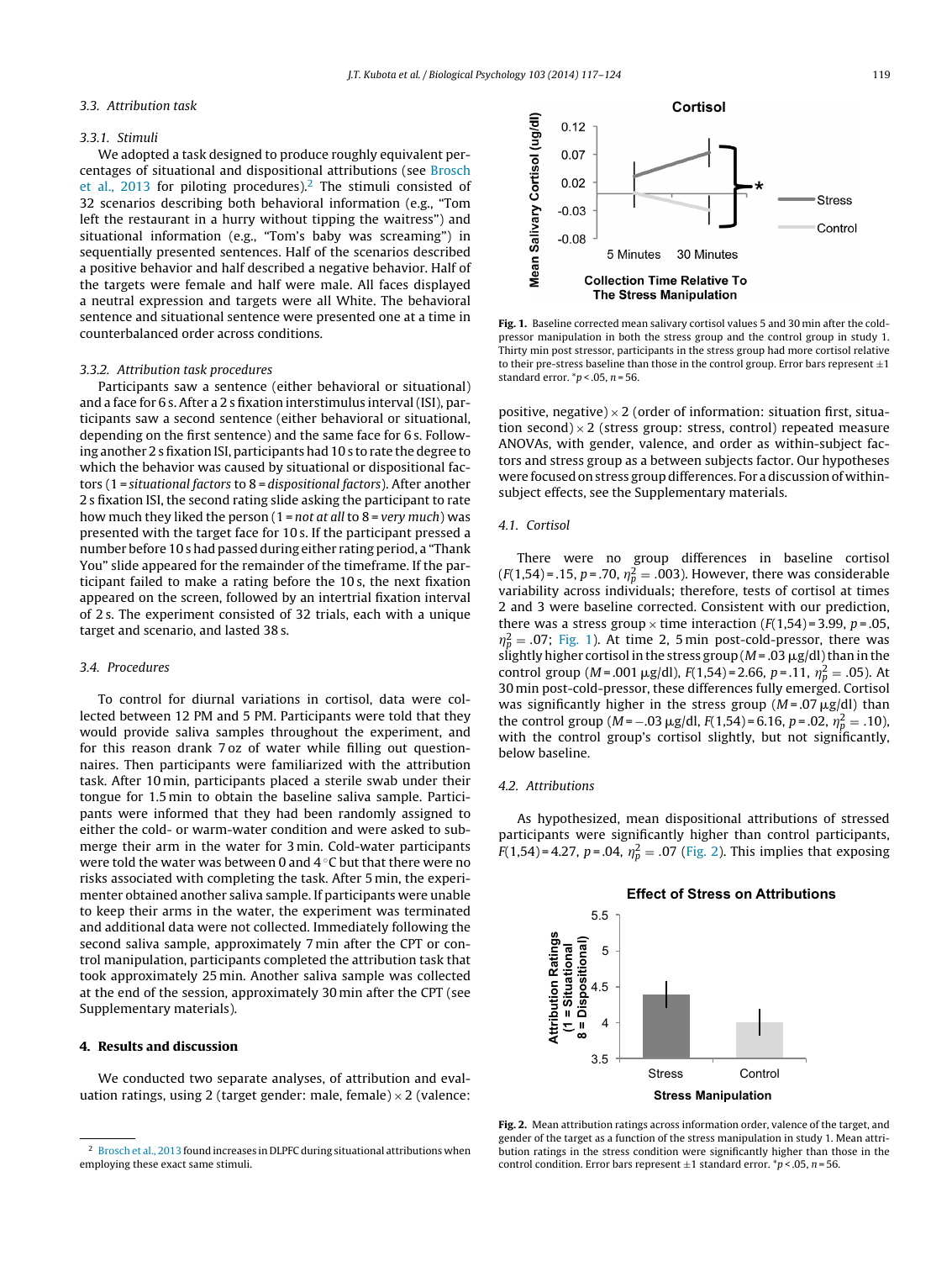### 3.3. Attribution task

#### 3.3.1. Stimuli

We adopted a task designed to produce roughly equivalent percentages of situational and dispositional attributions (see Brosch et al., 2013 for piloting procedures).[2] The stimuli consisted of 32 scenarios describing both behavioral information (e.g., "Tom left the restaurant in a hurry without tipping the waitress") and situational information (e.g., "Tom's baby was screaming") in sequentially presented sentences. Half of the scenarios described a positive behavior and half described a negative behavior. Half of the targets were female and half were male. All faces displayed a neutral expression and targets were all White. The behavioral sentence and situational sentence were presented one at a time in counterbalanced order across conditions.

#### 3.3.2. Attribution task procedures

Participants saw a sentence (either behavioral or situational) and a face for 6 s. After a 2 s fixation interstimulus interval (ISI), participants saw a second sentence (either behavioral or situational, depending on the first sentence) and the same face for 6 s. Following another 2 s fixation ISI, participants had 10 s to rate the degree to which the behavior was caused by situational or dispositional factors (1 = *situational factors* to 8 = *dispositional factors*). After another 2 s fixation ISI, the second rating slide asking the participant to rate how much they liked the person (1 = *not at all* to 8 = *very much*) was presented with the target face for 10 s. If the participant pressed a number before 10 s had passed during either rating period, a "Thank You" slide appeared for the remainder of the timeframe. If the participant failed to make a rating before the 10 s, the next fixation appeared on the screen, followed by an intertrial fixation interval of 2 s. The experiment consisted of 32 trials, each with a unique target and scenario, and lasted 38 s.

### 3.4. Procedures

To control for diurnal variations in cortisol, data were collected between 12 PM and 5 PM. Participants were told that they would provide saliva samples throughout the experiment, and for this reason drank 7 oz of water while filling out questionnaires. Then participants were familiarized with the attribution task. After 10 min, participants placed a sterile swab under their tongue for 1.5 min to obtain the baseline saliva sample. Participants were informed that they had been randomly assigned to either the cold- or warm-water condition and were asked to submerge their arm in the water for 3 min. Cold-water participants were told the water was between 0 and 4 °C but that there were no risks associated with completing the task. After 5 min, the experimenter obtained another saliva sample. If participants were unable to keep their arms in the water, the experiment was terminated and additional data were not collected. Immediately following the second saliva sample, approximately 7 min after the CPT or control manipulation, participants completed the attribution task that took approximately 25 min. Another saliva sample was collected at the end of the session, approximately 30 min after the CPT (see Supplementary materials).

## 4. Results and discussion

We conducted two separate analyses, of attribution and evaluation ratings, using 2 (target gender: male, female) × 2 (valence: positive, negative) × 2 (order of information: situation first, situation second) × 2 (stress group: stress, control) repeated measure ANOVAs, with gender, valence, and order as within-subject factors and stress group as a between subjects factor. Our hypotheses were focused on stress group differences. For a discussion of within-subject effects, see the Supplementary materials.

**Fig. 1.** Baseline corrected mean salivary cortisol values 5 and 30 min after the cold-pressor manipulation in both the stress group and the control group in study 1. Thirty min post stressor, participants in the stress group had more cortisol relative to their pre-stress baseline than those in the control group. Error bars represent ±1 standard error. *$p < .05$, $n = 56$.

### 4.1. Cortisol

There were no group differences in baseline cortisol ($F(1,54) = .15$, $p = .70$, $\eta_p^2 = .003$). However, there was considerable variability across individuals; therefore, tests of cortisol at times 2 and 3 were baseline corrected. Consistent with our prediction, there was a stress group × time interaction ($F(1,54) = 3.99$, $p = .05$, $\eta_p^2 = .07$; Fig. 1). At time 2, 5 min post-cold-pressor, there was slightly higher cortisol in the stress group ($M = .03$ μg/dl) than in the control group ($M = .001$ μg/dl), $F(1,54) = 2.66$, $p = .11$, $\eta_p^2 = .05$). At 30 min post-cold-pressor, these differences fully emerged. Cortisol was significantly higher in the stress group ($M = .07$ μg/dl) than the control group ($M = -.03$ μg/dl, $F(1,54) = 6.16$, $p = .02$, $\eta_p^2 = .10$), with the control group's cortisol slightly, but not significantly, below baseline.

### 4.2. Attributions

As hypothesized, mean dispositional attributions of stressed participants were significantly higher than control participants, $F(1,54) = 4.27$, $p = .04$, $\eta_p^2 = .07$ (Fig. 2). This implies that exposing

**Fig. 2.** Mean attribution ratings across information order, valence of the target, and gender of the target as a function of the stress manipulation in study 1. Mean attribution ratings in the stress condition were significantly higher than those in the control condition. Error bars represent ±1 standard error. *$p < .05$, $n = 56$.

[2] Brosch et al., 2013 found increases in DLPFC during situational attributions when employing these exact same stimuli.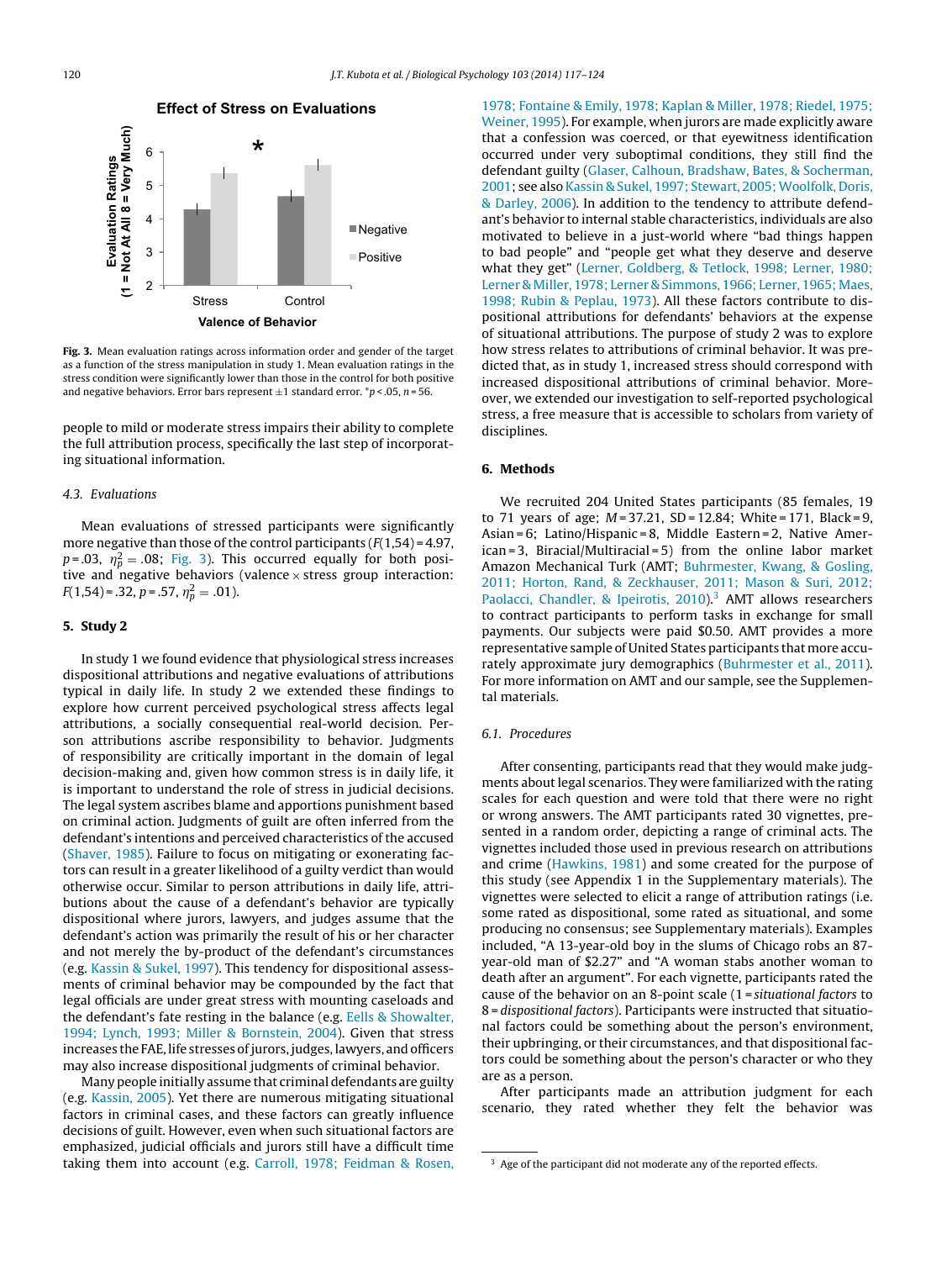Fig. 3. Mean evaluation ratings across information order and gender of the target as a function of the stress manipulation in study 1. Mean evaluation ratings in the stress condition were significantly lower than those in the control for both positive and negative behaviors. Error bars represent ±1 standard error. *$p < .05$, $n = 56$.

people to mild or moderate stress impairs their ability to complete the full attribution process, specifically the last step of incorporating situational information.

### 4.3. Evaluations

Mean evaluations of stressed participants were significantly more negative than those of the control participants ($F(1,54) = 4.97$, $p = .03$, $\eta_p^2 = .08$; Fig. 3). This occurred equally for both positive and negative behaviors (valence × stress group interaction: $F(1,54) = .32$, $p = .57$, $\eta_p^2 = .01$).

## 5. Study 2

In study 1 we found evidence that physiological stress increases dispositional attributions and negative evaluations of attributions typical in daily life. In study 2 we extended these findings to explore how current perceived psychological stress affects legal attributions, a socially consequential real-world decision. Person attributions ascribe responsibility to behavior. Judgments of responsibility are critically important in the domain of legal decision-making and, given how common stress is in daily life, it is important to understand the role of stress in judicial decisions. The legal system ascribes blame and apportions punishment based on criminal action. Judgments of guilt are often inferred from the defendant's intentions and perceived characteristics of the accused (Shaver, 1985). Failure to focus on mitigating or exonerating factors can result in a greater likelihood of a guilty verdict than would otherwise occur. Similar to person attributions in daily life, attributions about the cause of a defendant's behavior are typically dispositional where jurors, lawyers, and judges assume that the defendant's action was primarily the result of his or her character and not merely the by-product of the defendant's circumstances (e.g. Kassin & Sukel, 1997). This tendency for dispositional assessments of criminal behavior may be compounded by the fact that legal officials are under great stress with mounting caseloads and the defendant's fate resting in the balance (e.g. Eells & Showalter, 1994; Lynch, 1993; Miller & Bornstein, 2004). Given that stress increases the FAE, life stresses of jurors, judges, lawyers, and officers may also increase dispositional judgments of criminal behavior.

Many people initially assume that criminal defendants are guilty (e.g. Kassin, 2005). Yet there are numerous mitigating situational factors in criminal cases, and these factors can greatly influence decisions of guilt. However, even when such situational factors are emphasized, judicial officials and jurors still have a difficult time taking them into account (e.g. Carroll, 1978; Feidman & Rosen, 1978; Fontaine & Emily, 1978; Kaplan & Miller, 1978; Riedel, 1975; Weiner, 1995). For example, when jurors are made explicitly aware that a confession was coerced, or that eyewitness identification occurred under very suboptimal conditions, they still find the defendant guilty (Glaser, Calhoun, Bradshaw, Bates, & Socherman, 2001; see also Kassin & Sukel, 1997; Stewart, 2005; Woolfolk, Doris, & Darley, 2006). In addition to the tendency to attribute defendant's behavior to internal stable characteristics, individuals are also motivated to believe in a just-world where "bad things happen to bad people" and "people get what they deserve and deserve what they get" (Lerner, Goldberg, & Tetlock, 1998; Lerner, 1980; Lerner & Miller, 1978; Lerner & Simmons, 1966; Lerner, 1965; Maes, 1998; Rubin & Peplau, 1973). All these factors contribute to dispositional attributions for defendants' behaviors at the expense of situational attributions. The purpose of study 2 was to explore how stress relates to attributions of criminal behavior. It was predicted that, as in study 1, increased stress should correspond with increased dispositional attributions of criminal behavior. Moreover, we extended our investigation to self-reported psychological stress, a free measure that is accessible to scholars from variety of disciplines.

## 6. Methods

We recruited 204 United States participants (85 females, 19 to 71 years of age; $M = 37.21$, $SD = 12.84$; White = 171, Black = 9, Asian = 6; Latino/Hispanic = 8, Middle Eastern = 2, Native American = 3, Biracial/Multiracial = 5) from the online labor market Amazon Mechanical Turk (AMT; Buhrmester, Kwang, & Gosling, 2011; Horton, Rand, & Zeckhauser, 2011; Mason & Suri, 2012; Paolacci, Chandler, & Ipeirotis, 2010).[3] AMT allows researchers to contract participants to perform tasks in exchange for small payments. Our subjects were paid $0.50. AMT provides a more representative sample of United States participants that more accurately approximate jury demographics (Buhrmester et al., 2011). For more information on AMT and our sample, see the Supplemental materials.

### 6.1. Procedures

After consenting, participants read that they would make judgments about legal scenarios. They were familiarized with the rating scales for each question and were told that there were no right or wrong answers. The AMT participants rated 30 vignettes, presented in a random order, depicting a range of criminal acts. The vignettes included those used in previous research on attributions and crime (Hawkins, 1981) and some created for the purpose of this study (see Appendix 1 in the Supplementary materials). The vignettes were selected to elicit a range of attribution ratings (i.e. some rated as dispositional, some rated as situational, and some producing no consensus; see Supplementary materials). Examples included, "A 13-year-old boy in the slums of Chicago robs an 87-year-old man of $2.27" and "A woman stabs another woman to death after an argument". For each vignette, participants rated the cause of the behavior on an 8-point scale (1 = *situational factors* to 8 = *dispositional factors*). Participants were instructed that situational factors could be something about the person's environment, their upbringing, or their circumstances, and that dispositional factors could be something about the person's character or who they are as a person.

After participants made an attribution judgment for each scenario, they rated whether they felt the behavior was

[3] Age of the participant did not moderate any of the reported effects.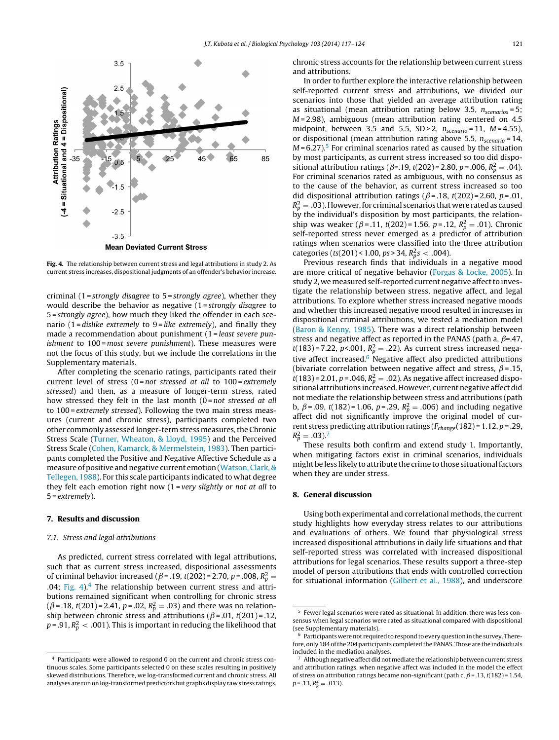Fig. 4. The relationship between current stress and legal attributions in study 2. As current stress increases, dispositional judgments of an offender's behavior increase.

criminal (1 = *strongly disagree* to 5 = *strongly agree*), whether they would describe the behavior as negative (1 = *strongly disagree* to 5 = *strongly agree*), how much they liked the offender in each scenario (1 = *dislike extremely* to 9 = *like extremely*), and finally they made a recommendation about punishment (1 = *least severe punishment* to 100 = *most severe punishment*). These measures were not the focus of this study, but we include the correlations in the Supplementary materials.

After completing the scenario ratings, participants rated their current level of stress (0 = *not stressed at all* to 100 = *extremely stressed*) and then, as a measure of longer-term stress, rated how stressed they felt in the last month (0 = *not stressed at all* to 100 = *extremely stressed*). Following the two main stress measures (current and chronic stress), participants completed two other commonly assessed longer-term stress measures, the Chronic Stress Scale (Turner, Wheaton, & Lloyd, 1995) and the Perceived Stress Scale (Cohen, Kamarck, & Mermelstein, 1983). Then participants completed the Positive and Negative Affective Schedule as a measure of positive and negative current emotion (Watson, Clark, & Tellegen, 1988). For this scale participants indicated to what degree they felt each emotion right now (1 = *very slightly or not at all* to 5 = *extremely*).

## 7. Results and discussion

### 7.1. Stress and legal attributions

As predicted, current stress correlated with legal attributions, such that as current stress increased, dispositional assessments of criminal behavior increased ($\beta$ = .19, $t(202)$ = 2.70, $p$ = .008, $R_p^2$ = .04; Fig. 4).[4] The relationship between current stress and attributions remained significant when controlling for chronic stress ($\beta$ = .18, $t(201)$ = 2.41, $p$ = .02, $R_p^2$ = .03) and there was no relationship between chronic stress and attributions ($\beta$ = .01, $t(201)$ = .12, $p$ = .91, $R_p^2 < .001$). This is important in reducing the likelihood that chronic stress accounts for the relationship between current stress and attributions.

In order to further explore the interactive relationship between self-reported current stress and attributions, we divided our scenarios into those that yielded an average attribution rating as situational (mean attribution rating below 3.5, $n_{scenarios}$ = 5; $M$ = 2.98), ambiguous (mean attribution rating centered on 4.5 midpoint, between 3.5 and 5.5, SD > 2, $n_{scenario}$ = 11, $M$ = 4.55), or dispositional (mean attribution rating above 5.5, $n_{scenario}$ = 14, $M$ = 6.27).[5] For criminal scenarios rated as caused by the situation by most participants, as current stress increased so too did dispositional attribution ratings ($\beta$=.19, $t(202)$ = 2.80, $p$ = .006, $R_p^2$ = .04). For criminal scenarios rated as ambiguous, with no consensus as to the cause of the behavior, as current stress increased so too did dispositional attribution ratings ($\beta$ = .18, $t(202)$ = 2.60, $p$ = .01, $R_p^2$ = .03). However, for criminal scenarios that were rated as caused by the individual's disposition by most participants, the relationship was weaker ($\beta$ = .11, $t(202)$ = 1.56, $p$ = .12, $R_p^2$ = .01). Chronic self-reported stress never emerged as a predictor of attribution ratings when scenarios were classified into the three attribution categories ($ts(201) < 1.00$, $ps > 34$, $R_p^2 s < .004$).

Previous research finds that individuals in a negative mood are more critical of negative behavior (Forgas & Locke, 2005). In study 2, we measured self-reported current negative affect to investigate the relationship between stress, negative affect, and legal attributions. To explore whether stress increased negative moods and whether this increased negative mood resulted in increases in dispositional criminal attributions, we tested a mediation model (Baron & Kenny, 1985). There was a direct relationship between stress and negative affect as reported in the PANAS (path a, $\beta$=.47, $t(183)$ = 7.22, $p$<.001, $R_p^2$ = .22). As current stress increased negative affect increased.[6] Negative affect also predicted attributions (bivariate correlation between negative affect and stress, $\beta$ = .15, $t(183)$ = 2.01, $p$ = .046, $R_p^2$ = .02). As negative affect increased dispositional attributions increased. However, current negative affect did not mediate the relationship between stress and attributions (path b, $\beta$ = .09, $t(182)$ = 1.06, $p$ = .29, $R_p^2$ = .006) and including negative affect did not significantly improve the original model of current stress predicting attribution ratings ($F_{change}(182)$ = 1.12, $p$ = .29, $R_p^2$ = .03).[7]

These results both confirm and extend study 1. Importantly, when mitigating factors exist in criminal scenarios, individuals might be less likely to attribute the crime to those situational factors when they are under stress.

## 8. General discussion

Using both experimental and correlational methods, the current study highlights how everyday stress relates to our attributions and evaluations of others. We found that physiological stress increased dispositional attributions in daily life situations and that self-reported stress was correlated with increased dispositional attributions for legal scenarios. These results support a three-step model of person attributions that ends with controlled correction for situational information (Gilbert et al., 1988), and underscore

[4] Participants were allowed to respond 0 on the current and chronic stress continuous scales. Some participants selected 0 on these scales resulting in positively skewed distributions. Therefore, we log-transformed current and chronic stress. All analyses are run on log-transformed predictors but graphs display raw stress ratings.

[5] Fewer legal scenarios were rated as situational. In addition, there was less consensus when legal scenarios were rated as situational compared with dispositional (see Supplementary materials).

[6] Participants were not required to respond to every question in the survey. Therefore, only 184 of the 204 participants completed the PANAS. Those are the individuals included in the mediation analyses.

[7] Although negative affect did not mediate the relationship between current stress and attribution ratings, when negative affect was included in the model the effect of stress on attribution ratings became non-significant (path c, $\beta$ = .13, $t(182)$ = 1.54, $p$ = .13, $R_p^2$ = .013).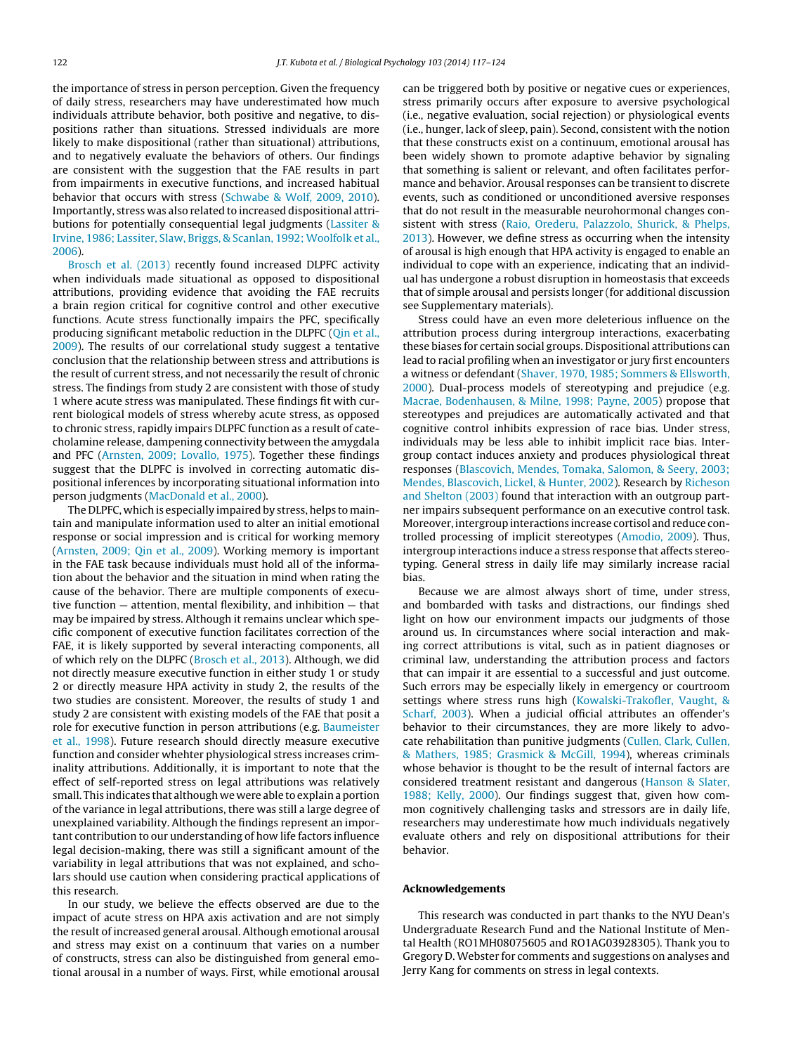the importance of stress in person perception. Given the frequency of daily stress, researchers may have underestimated how much individuals attribute behavior, both positive and negative, to dispositions rather than situations. Stressed individuals are more likely to make dispositional (rather than situational) attributions, and to negatively evaluate the behaviors of others. Our findings are consistent with the suggestion that the FAE results in part from impairments in executive functions, and increased habitual behavior that occurs with stress (Schwabe & Wolf, 2009, 2010). Importantly, stress was also related to increased dispositional attributions for potentially consequential legal judgments (Lassiter & Irvine, 1986; Lassiter, Slaw, Briggs, & Scanlan, 1992; Woolfolk et al., 2006).

Brosch et al. (2013) recently found increased DLPFC activity when individuals made situational as opposed to dispositional attributions, providing evidence that avoiding the FAE recruits a brain region critical for cognitive control and other executive functions. Acute stress functionally impairs the PFC, specifically producing significant metabolic reduction in the DLPFC (Qin et al., 2009). The results of our correlational study suggest a tentative conclusion that the relationship between stress and attributions is the result of current stress, and not necessarily the result of chronic stress. The findings from study 2 are consistent with those of study 1 where acute stress was manipulated. These findings fit with current biological models of stress whereby acute stress, as opposed to chronic stress, rapidly impairs DLPFC function as a result of catecholamine release, dampening connectivity between the amygdala and PFC (Arnsten, 2009; Lovallo, 1975). Together these findings suggest that the DLPFC is involved in correcting automatic dispositional inferences by incorporating situational information into person judgments (MacDonald et al., 2000).

The DLPFC, which is especially impaired by stress, helps to maintain and manipulate information used to alter an initial emotional response or social impression and is critical for working memory (Arnsten, 2009; Qin et al., 2009). Working memory is important in the FAE task because individuals must hold all of the information about the behavior and the situation in mind when rating the cause of the behavior. There are multiple components of executive function — attention, mental flexibility, and inhibition — that may be impaired by stress. Although it remains unclear which specific component of executive function facilitates correction of the FAE, it is likely supported by several interacting components, all of which rely on the DLPFC (Brosch et al., 2013). Although, we did not directly measure executive function in either study 1 or study 2 or directly measure HPA activity in study 2, the results of the two studies are consistent. Moreover, the results of study 1 and study 2 are consistent with existing models of the FAE that posit a role for executive function in person attributions (e.g. Baumeister et al., 1998). Future research should directly measure executive function and consider whehter physiological stress increases criminality attributions. Additionally, it is important to note that the effect of self-reported stress on legal attributions was relatively small. This indicates that although we were able to explain a portion of the variance in legal attributions, there was still a large degree of unexplained variability. Although the findings represent an important contribution to our understanding of how life factors influence legal decision-making, there was still a significant amount of the variability in legal attributions that was not explained, and scholars should use caution when considering practical applications of this research.

In our study, we believe the effects observed are due to the impact of acute stress on HPA axis activation and are not simply the result of increased general arousal. Although emotional arousal and stress may exist on a continuum that varies on a number of constructs, stress can also be distinguished from general emotional arousal in a number of ways. First, while emotional arousal can be triggered both by positive or negative cues or experiences, stress primarily occurs after exposure to aversive psychological (i.e., negative evaluation, social rejection) or physiological events (i.e., hunger, lack of sleep, pain). Second, consistent with the notion that these constructs exist on a continuum, emotional arousal has been widely shown to promote adaptive behavior by signaling that something is salient or relevant, and often facilitates performance and behavior. Arousal responses can be transient to discrete events, such as conditioned or unconditioned aversive responses that do not result in the measurable neurohormonal changes consistent with stress (Raio, Orederu, Palazzolo, Shurick, & Phelps, 2013). However, we define stress as occurring when the intensity of arousal is high enough that HPA activity is engaged to enable an individual to cope with an experience, indicating that an individual has undergone a robust disruption in homeostasis that exceeds that of simple arousal and persists longer (for additional discussion see Supplementary materials).

Stress could have an even more deleterious influence on the attribution process during intergroup interactions, exacerbating these biases for certain social groups. Dispositional attributions can lead to racial profiling when an investigator or jury first encounters a witness or defendant (Shaver, 1970, 1985; Sommers & Ellsworth, 2000). Dual-process models of stereotyping and prejudice (e.g. Macrae, Bodenhausen, & Milne, 1998; Payne, 2005) propose that stereotypes and prejudices are automatically activated and that cognitive control inhibits expression of race bias. Under stress, individuals may be less able to inhibit implicit race bias. Intergroup contact induces anxiety and produces physiological threat responses (Blascovich, Mendes, Tomaka, Salomon, & Seery, 2003; Mendes, Blascovich, Lickel, & Hunter, 2002). Research by Richeson and Shelton (2003) found that interaction with an outgroup partner impairs subsequent performance on an executive control task. Moreover, intergroup interactions increase cortisol and reduce controlled processing of implicit stereotypes (Amodio, 2009). Thus, intergroup interactions induce a stress response that affects stereotyping. General stress in daily life may similarly increase racial bias.

Because we are almost always short of time, under stress, and bombarded with tasks and distractions, our findings shed light on how our environment impacts our judgments of those around us. In circumstances where social interaction and making correct attributions is vital, such as in patient diagnoses or criminal law, understanding the attribution process and factors that can impair it are essential to a successful and just outcome. Such errors may be especially likely in emergency or courtroom settings where stress runs high (Kowalski-Trakofler, Vaught, & Scharf, 2003). When a judicial official attributes an offender's behavior to their circumstances, they are more likely to advocate rehabilitation than punitive judgments (Cullen, Clark, Cullen, & Mathers, 1985; Grasmick & McGill, 1994), whereas criminals whose behavior is thought to be the result of internal factors are considered treatment resistant and dangerous (Hanson & Slater, 1988; Kelly, 2000). Our findings suggest that, given how common cognitively challenging tasks and stressors are in daily life, researchers may underestimate how much individuals negatively evaluate others and rely on dispositional attributions for their behavior.

## Acknowledgements

This research was conducted in part thanks to the NYU Dean's Undergraduate Research Fund and the National Institute of Mental Health (RO1MH08075605 and RO1AG03928305). Thank you to Gregory D. Webster for comments and suggestions on analyses and Jerry Kang for comments on stress in legal contexts.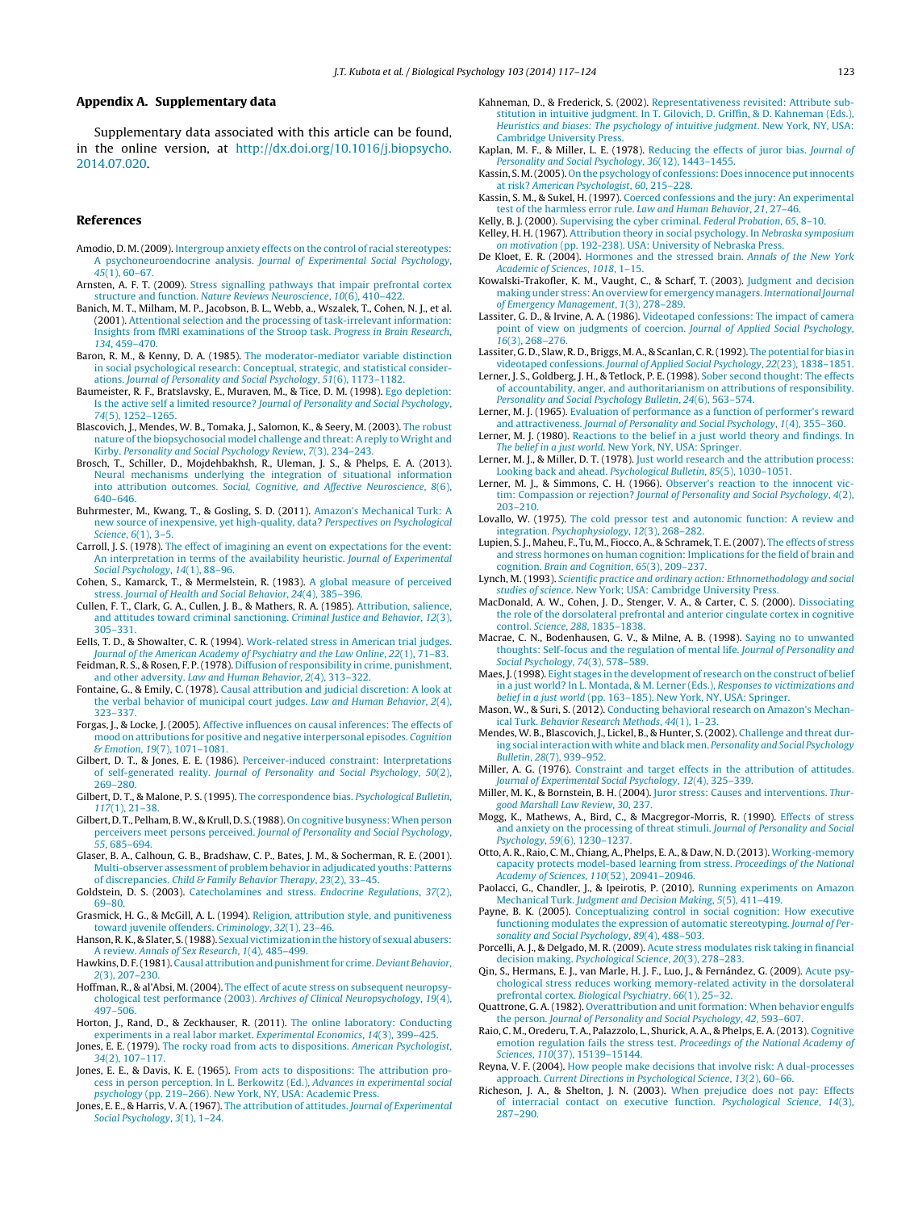## Appendix A. Supplementary data

Supplementary data associated with this article can be found, in the online version, at http://dx.doi.org/10.1016/j.biopsycho.2014.07.020.

## References

Amodio, D. M. (2009). Intergroup anxiety effects on the control of racial stereotypes: A psychoneuroendocrine analysis. *Journal of Experimental Social Psychology*, *45*(1), 60–67.

Arnsten, A. F. T. (2009). Stress signalling pathways that impair prefrontal cortex structure and function. *Nature Reviews Neuroscience*, *10*(6), 410–422.

Banich, M. T., Milham, M. P., Jacobson, B. L., Webb, a., Wszalek, T., Cohen, N. J., et al. (2001). Attentional selection and the processing of task-irrelevant information: Insights from fMRI examinations of the Stroop task. *Progress in Brain Research*, *134*, 459–470.

Baron, R. M., & Kenny, D. A. (1985). The moderator-mediator variable distinction in social psychological research: Conceptual, strategic, and statistical considerations. *Journal of Personality and Social Psychology*, *51*(6), 1173–1182.

Baumeister, R. F., Bratslavsky, E., Muraven, M., & Tice, D. M. (1998). Ego depletion: Is the active self a limited resource? *Journal of Personality and Social Psychology*, *74*(5), 1252–1265.

Blascovich, J., Mendes, W. B., Tomaka, J., Salomon, K., & Seery, M. (2003). The robust nature of the biopsychosocial model challenge and threat: A reply to Wright and Kirby. *Personality and Social Psychology Review*, *7*(3), 234–243.

Brosch, T., Schiller, D., Mojdehbakhsh, R., Uleman, J. S., & Phelps, E. A. (2013). Neural mechanisms underlying the integration of situational information into attribution outcomes. *Social, Cognitive, and Affective Neuroscience*, *8*(6), 640–646.

Buhrmester, M., Kwang, T., & Gosling, S. D. (2011). Amazon's Mechanical Turk: A new source of inexpensive, yet high-quality, data? *Perspectives on Psychological Science*, *6*(1), 3–5.

Carroll, J. S. (1978). The effect of imagining an event on expectations for the event: An interpretation in terms of the availability heuristic. *Journal of Experimental Social Psychology*, *14*(1), 88–96.

Cohen, S., Kamarck, T., & Mermelstein, R. (1983). A global measure of perceived stress. *Journal of Health and Social Behavior*, *24*(4), 385–396.

Cullen, F. T., Clark, G. A., Cullen, J. B., & Mathers, R. A. (1985). Attribution, salience, and attitudes toward criminal sanctioning. *Criminal Justice and Behavior*, *12*(3), 305–331.

Eells, T. D., & Showalter, C. R. (1994). Work-related stress in American trial judges. *Journal of the American Academy of Psychiatry and the Law Online*, *22*(1), 71–83.

Feidman, R. S., & Rosen, F. P. (1978). Diffusion of responsibility in crime, punishment, and other adversity. *Law and Human Behavior*, *2*(4), 313–322.

Fontaine, G., & Emily, C. (1978). Causal attribution and judicial discretion: A look at the verbal behavior of municipal court judges. *Law and Human Behavior*, *2*(4), 323–337.

Forgas, J., & Locke, J. (2005). Affective influences on causal inferences: The effects of mood on attributions for positive and negative interpersonal episodes. *Cognition & Emotion*, *19*(7), 1071–1081.

Gilbert, D. T., & Jones, E. E. (1986). Perceiver-induced constraint: Interpretations of self-generated reality. *Journal of Personality and Social Psychology*, *50*(2), 269–280.

Gilbert, D. T., & Malone, P. S. (1995). The correspondence bias. *Psychological Bulletin*, *117*(1), 21–38.

Gilbert, D. T., Pelham, B. W., & Krull, D. S. (1988). On cognitive busyness: When person perceivers meet persons perceived. *Journal of Personality and Social Psychology*, *55*, 685–694.

Glaser, B. A., Calhoun, G. B., Bradshaw, C. P., Bates, J. M., & Socherman, R. E. (2001). Multi-observer assessment of problem behavior in adjudicated youths: Patterns of discrepancies. *Child & Family Behavior Therapy*, *23*(2), 33–45.

Goldstein, D. S. (2003). Catecholamines and stress. *Endocrine Regulations*, *37*(2), 69–80.

Grasmick, H. G., & McGill, A. L. (1994). Religion, attribution style, and punitiveness toward juvenile offenders. *Criminology*, *32*(1), 23–46.

Hanson, R. K., & Slater, S. (1988). Sexual victimization in the history of sexual abusers: A review. *Annals of Sex Research*, *1*(4), 485–499.

Hawkins, D. F. (1981). Causal attribution and punishment for crime. *Deviant Behavior*, *2*(3), 207–230.

Hoffman, R., & al'Absi, M. (2004). The effect of acute stress on subsequent neuropsychological test performance (2003). *Archives of Clinical Neuropsychology*, *19*(4), 497–506.

Horton, J., Rand, D., & Zeckhauser, R. (2011). The online laboratory: Conducting experiments in a real labor market. *Experimental Economics*, *14*(3), 399–425.

Jones, E. E. (1979). The rocky road from acts to dispositions. *American Psychologist*, *34*(2), 107–117.

Jones, E. E., & Davis, K. E. (1965). From acts to dispositions: The attribution process in person perception. In L. Berkowitz (Ed.), *Advances in experimental social psychology* (pp. 219–266). New York, NY, USA: Academic Press.

Jones, E. E., & Harris, V. A. (1967). The attribution of attitudes. *Journal of Experimental Social Psychology*, *3*(1), 1–24.

Kahneman, D., & Frederick, S. (2002). Representativeness revisited: Attribute substitution in intuitive judgment. In T. Gilovich, D. Griffin, & D. Kahneman (Eds.), *Heuristics and biases: The psychology of intuitive judgment*. New York, NY, USA: Cambridge University Press.

Kaplan, M. F., & Miller, L. E. (1978). Reducing the effects of juror bias. *Journal of Personality and Social Psychology*, *36*(12), 1443–1455.

Kassin, S. M. (2005). On the psychology of confessions: Does innocence put innocents at risk? *American Psychologist*, *60*, 215–228.

Kassin, S. M., & Sukel, H. (1997). Coerced confessions and the jury: An experimental test of the harmless error rule. *Law and Human Behavior*, *21*, 27–46.

Kelly, B. J. (2000). Supervising the cyber criminal. *Federal Probation*, *65*, 8–10.

Kelley, H. H. (1967). Attribution theory in social psychology. In *Nebraska symposium on motivation* (pp. 192-238). USA: University of Nebraska Press.

De Kloet, E. R. (2004). Hormones and the stressed brain. *Annals of the New York Academic of Sciences*, *1018*, 1–15.

Kowalski-Trakofler, K. M., Vaught, C., & Scharf, T. (2003). Judgment and decision making under stress: An overview for emergency managers. *International Journal of Emergency Management*, *1*(3), 278–289.

Lassiter, G. D., & Irvine, A. A. (1986). Videotaped confessions: The impact of camera point of view on judgments of coercion. *Journal of Applied Social Psychology*, *16*(3), 268–276.

Lassiter, G. D., Slaw, R. D., Briggs, M. A., & Scanlan, C. R. (1992). The potential for bias in videotaped confessions. *Journal of Applied Social Psychology*, *22*(23), 1838–1851.

Lerner, J. S., Goldberg, J. H., & Tetlock, P. E. (1998). Sober second thought: The effects of accountability, anger, and authoritarianism on attributions of responsibility. *Personality and Social Psychology Bulletin*, *24*(6), 563–574.

Lerner, M. J. (1965). Evaluation of performance as a function of performer's reward and attractiveness. *Journal of Personality and Social Psychology*, *1*(4), 355–360.

Lerner, M. J. (1980). Reactions to the belief in a just world theory and findings. In *The belief in a just world*. New York, NY, USA: Springer.

Lerner, M. J., & Miller, D. T. (1978). Just world research and the attribution process: Looking back and ahead. *Psychological Bulletin*, *85*(5), 1030–1051.

Lerner, M. J., & Simmons, C. H. (1966). Observer's reaction to the innocent victim: Compassion or rejection? *Journal of Personality and Social Psychology*, *4*(2), 203–210.

Lovallo, W. (1975). The cold pressor test and autonomic function: A review and integration. *Psychophysiology*, *12*(3), 268–282.

Lupien, S. J., Maheu, F., Tu, M., Fiocco, A., & Schramek, T. E. (2007). The effects of stress and stress hormones on human cognition: Implications for the field of brain and cognition. *Brain and Cognition*, *65*(3), 209–237.

Lynch, M. (1993). *Scientific practice and ordinary action: Ethnomethodology and social studies of science*. New York; USA: Cambridge University Press.

MacDonald, A. W., Cohen, J. D., Stenger, V. A., & Carter, C. S. (2000). Dissociating the role of the dorsolateral prefrontal and anterior cingulate cortex in cognitive control. *Science*, *288*, 1835–1838.

Macrae, C. N., Bodenhausen, G. V., & Milne, A. B. (1998). Saying no to unwanted thoughts: Self-focus and the regulation of mental life. *Journal of Personality and Social Psychology*, *74*(3), 578–589.

Maes, J. (1998). Eight stages in the development of research on the construct of belief in a just world? In L. Montada, & M. J. Lerner (Eds.), *Responses to victimizations and belief in a just world* (pp. 163–185). New York, NY, USA: Springer.

Mason, W., & Suri, S. (2012). Conducting behavioral research on Amazon's Mechanical Turk. *Behavior Research Methods*, *44*(1), 1–23.

Mendes, W. B., Blascovich, J., Lickel, B., & Hunter, S. (2002). Challenge and threat during social interaction with white and black men. *Personality and Social Psychology Bulletin*, *28*(7), 939–952.

Miller, A. G. (1976). Constraint and target effects in the attribution of attitudes. *Journal of Experimental Social Psychology*, *12*(4), 325–339.

Miller, M. K., & Bornstein, B. H. (2004). Juror stress: Causes and interventions. *Thurgood Marshall Law Review*, *30*, 237.

Mogg, K., Mathews, A., Bird, C., & Macgregor-Morris, R. (1990). Effects of stress and anxiety on the processing of threat stimuli. *Journal of Personality and Social Psychology*, *59*(6), 1230–1237.

Otto, A. R., Raio, C. M., Chiang, A., Phelps, E. A., & Daw, N. D. (2013). Working-memory capacity protects model-based learning from stress. *Proceedings of the National Academy of Sciences*, *110*(52), 20941–20946.

Paolacci, G., Chandler, J., & Ipeirotis, P. (2010). Running experiments on Amazon Mechanical Turk. *Judgment and Decision Making*, *5*(5), 411–419.

Payne, B. K. (2005). Conceptualizing control in social cognition: How executive functioning modulates the expression of automatic stereotyping. *Journal of Personality and Social Psychology*, *89*(4), 488–503.

Porcelli, A. J., & Delgado, M. R. (2009). Acute stress modulates risk taking in financial decision making. *Psychological Science*, *20*(3), 278–283.

Qin, S., Hermans, E. J., van Marle, H. J. F., Luo, J., & Fernández, G. (2009). Acute psychological stress reduces working memory-related activity in the dorsolateral prefrontal cortex. *Biological Psychiatry*, *66*(1), 25–32.

Quattrone, G. A. (1982). Overattribution and unit formation: When behavior engulfs the person. *Journal of Personality and Social Psychology*, *42*, 593–607.

Raio, C. M., Orederu, T. A., Palazzolo, L., Shurick, A. A., & Phelps, E. A. (2013). Cognitive emotion regulation fails the stress test. *Proceedings of the National Academy of Sciences*, *110*(37), 15139–15144.

Reyna, V. F. (2004). How people make decisions that involve risk: A dual-processes approach. *Current Directions in Psychological Science*, *13*(2), 60–66.

Richeson, J. A., & Shelton, J. N. (2003). When prejudice does not pay: Effects of interracial contact on executive function. *Psychological Science*, *14*(3), 287–290.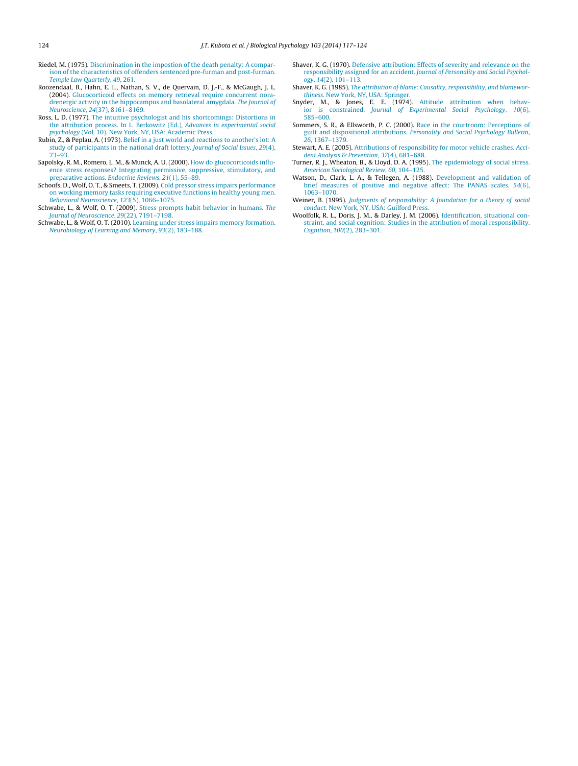Riedel, M. (1975). Discrimination in the impostion of the death penalty: A comparison of the characteristics of offenders sentenced pre-furman and post-furman. *Temple Law Quarterly*, *49*, 261.

Roozendaal, B., Hahn, E. L., Nathan, S. V., de Quervain, D. J.-F., & McGaugh, J. L. (2004). Glucocorticoid effects on memory retrieval require concurrent noradrenergic activity in the hippocampus and basolateral amygdala. *The Journal of Neuroscience*, *24*(37), 8161–8169.

Ross, L. D. (1977). The intuitive psychologist and his shortcomings: Distortions in the attribution process. In L. Berkowitz (Ed.), *Advances in experimental social psychology* (Vol. 10). New York, NY, USA: Academic Press.

Rubin, Z., & Peplau, A. (1973). Belief in a just world and reactions to another's lot: A study of participants in the national draft lottery. *Journal of Social Issues*, *29*(4), 73–93.

Sapolsky, R. M., Romero, L. M., & Munck, A. U. (2000). How do glucocorticoids influence stress responses? Integrating permissive, suppressive, stimulatory, and preparative actions. *Endocrine Reviews*, *21*(1), 55–89.

Schoofs, D., Wolf, O. T., & Smeets, T. (2009). Cold pressor stress impairs performance on working memory tasks requiring executive functions in healthy young men. *Behavioral Neuroscience*, *123*(5), 1066–1075.

Schwabe, L., & Wolf, O. T. (2009). Stress prompts habit behavior in humans. *The Journal of Neuroscience*, *29*(22), 7191–7198.

Schwabe, L., & Wolf, O. T. (2010). Learning under stress impairs memory formation. *Neurobiology of Learning and Memory*, *93*(2), 183–188.

Shaver, K. G. (1970). Defensive attribution: Effects of severity and relevance on the responsibility assigned for an accident. *Journal of Personality and Social Psychology*, *14*(2), 101–113.

Shaver, K. G. (1985). *The attribution of blame: Causality, responsibility, and blameworthiness*. New York, NY, USA: Springer.

Snyder, M., & Jones, E. E. (1974). Attitude attribution when behavior is constrained. *Journal of Experimental Social Psychology*, *10*(6), 585–600.

Sommers, S. R., & Ellsworth, P. C. (2000). Race in the courtroom: Perceptions of guilt and dispositional attributions. *Personality and Social Psychology Bulletin*, *26*, 1367–1379.

Stewart, A. E. (2005). Attributions of responsibility for motor vehicle crashes. *Accident Analysis & Prevention*, *37*(4), 681–688.

Turner, R. J., Wheaton, B., & Lloyd, D. A. (1995). The epidemiology of social stress. *American Sociological Review*, *60*, 104–125.

Watson, D., Clark, L. A., & Tellegen, A. (1988). Development and validation of brief measures of positive and negative affect: The PANAS scales. *54*(6), 1063–1070.

Weiner, B. (1995). *Judgments of responsibility: A foundation for a theory of social conduct*. New York, NY, USA: Guilford Press.

Woolfolk, R. L., Doris, J. M., & Darley, J. M. (2006). Identification, situational constraint, and social cognition: Studies in the attribution of moral responsibility. *Cognition*, *100*(2), 283–301.